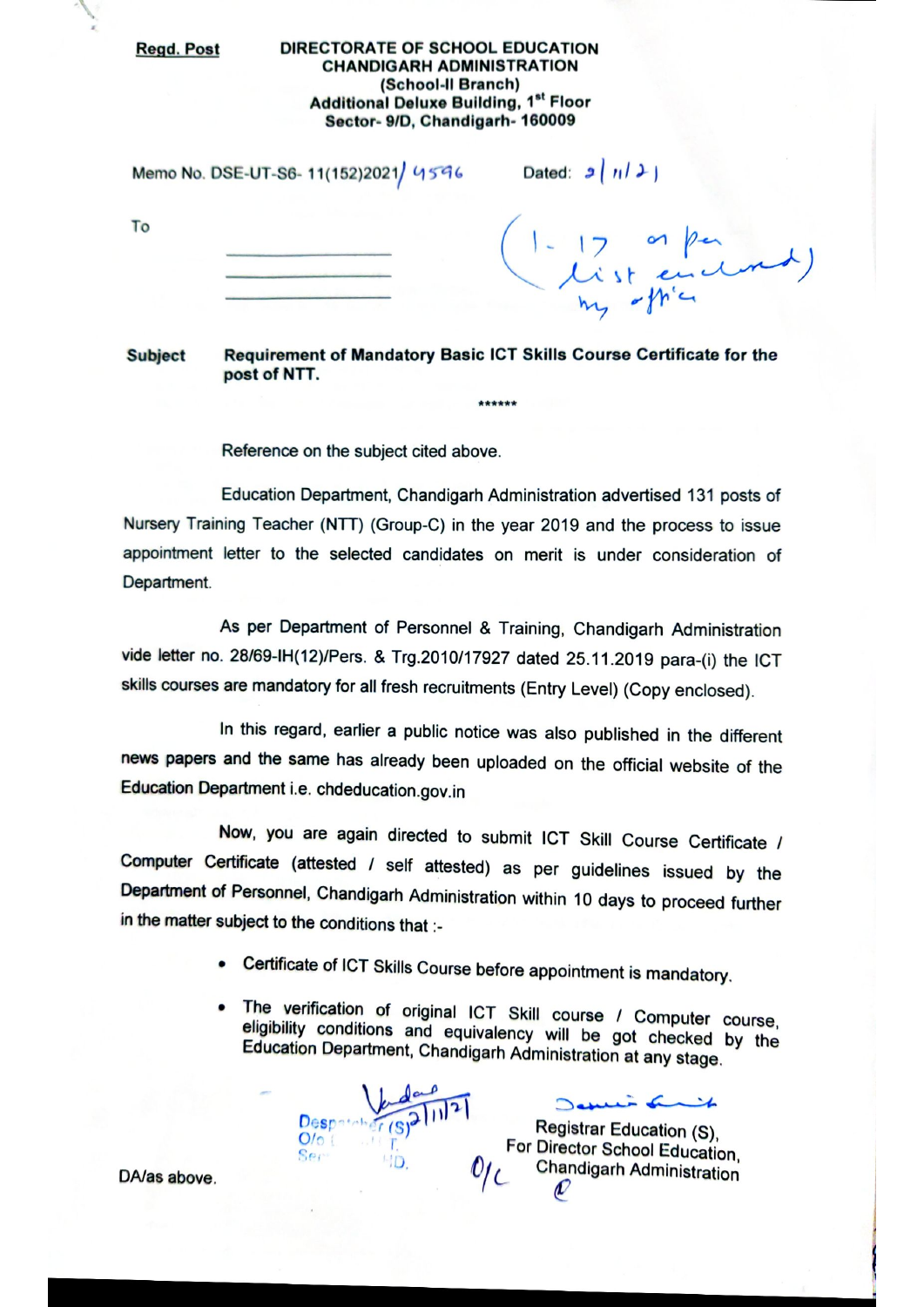**Regd. Post**

**DIRECTORATE OF SCHOOL EDUCATION**
**CHANDIGARH ADMINISTRATION**
**(School-II Branch)**
**Additional Deluxe Building, 1st Floor**
**Sector- 9/D, Chandigarh- 160009**

Memo No. DSE-UT-S6- 11(152)2021/ 4596 Dated: 2/11/21

To

\_\_\_\_\_\_\_\_\_\_\_\_\_\_\_\_

\_\_\_\_\_\_\_\_\_\_\_\_\_\_\_\_

\_\_\_\_\_\_\_\_\_\_\_\_\_\_\_\_

(1- 17 as per list enclosed) my office

**Subject** **Requirement of Mandatory Basic ICT Skills Course Certificate for the post of NTT.**

\*\*\*\*\*\*

Reference on the subject cited above.

Education Department, Chandigarh Administration advertised 131 posts of Nursery Training Teacher (NTT) (Group-C) in the year 2019 and the process to issue appointment letter to the selected candidates on merit is under consideration of Department.

As per Department of Personnel & Training, Chandigarh Administration vide letter no. 28/69-IH(12)/Pers. & Trg.2010/17927 dated 25.11.2019 para-(i) the ICT skills courses are mandatory for all fresh recruitments (Entry Level) (Copy enclosed).

In this regard, earlier a public notice was also published in the different news papers and the same has already been uploaded on the official website of the Education Department i.e. chdeducation.gov.in

Now, you are again directed to submit ICT Skill Course Certificate / Computer Certificate (attested / self attested) as per guidelines issued by the Department of Personnel, Chandigarh Administration within 10 days to proceed further in the matter subject to the conditions that :-

- Certificate of ICT Skills Course before appointment is mandatory.
- The verification of original ICT Skill course / Computer course, eligibility conditions and equivalency will be got checked by the Education Department, Chandigarh Administration at any stage.

Despatcher (S) 2/11/21

Registrar Education (S),
For Director School Education,
Chandigarh Administration

DA/as above.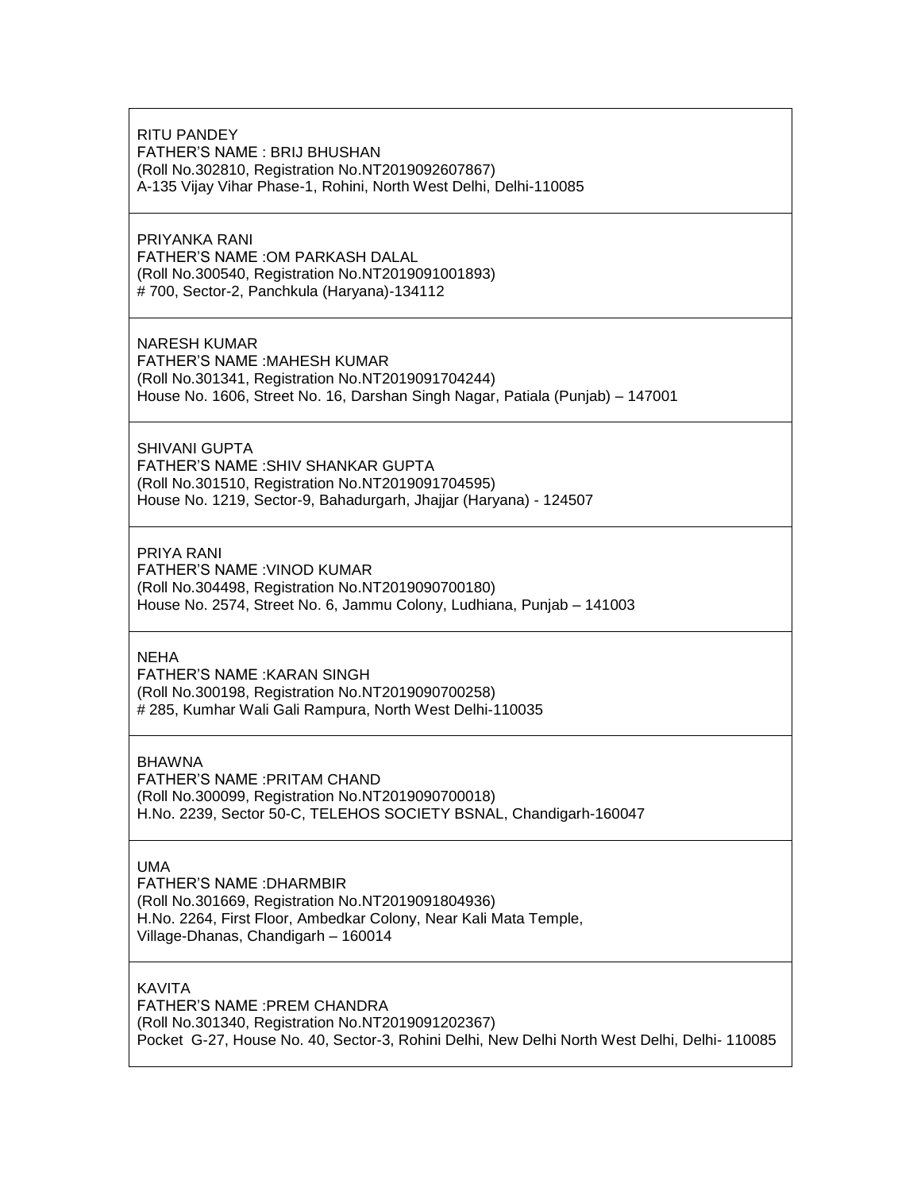| |
|---|
| RITU PANDEY<br>FATHER'S NAME : BRIJ BHUSHAN<br>(Roll No.302810, Registration No.NT2019092607867)<br>A-135 Vijay Vihar Phase-1, Rohini, North West Delhi, Delhi-110085 |
| PRIYANKA RANI<br>FATHER'S NAME :OM PARKASH DALAL<br>(Roll No.300540, Registration No.NT2019091001893)<br># 700, Sector-2, Panchkula (Haryana)-134112 |
| NARESH KUMAR<br>FATHER'S NAME :MAHESH KUMAR<br>(Roll No.301341, Registration No.NT2019091704244)<br>House No. 1606, Street No. 16, Darshan Singh Nagar, Patiala (Punjab) – 147001 |
| SHIVANI GUPTA<br>FATHER'S NAME :SHIV SHANKAR GUPTA<br>(Roll No.301510, Registration No.NT2019091704595)<br>House No. 1219, Sector-9, Bahadurgarh, Jhajjar (Haryana) - 124507 |
| PRIYA RANI<br>FATHER'S NAME :VINOD KUMAR<br>(Roll No.304498, Registration No.NT2019090700180)<br>House No. 2574, Street No. 6, Jammu Colony, Ludhiana, Punjab – 141003 |
| NEHA<br>FATHER'S NAME :KARAN SINGH<br>(Roll No.300198, Registration No.NT2019090700258)<br># 285, Kumhar Wali Gali Rampura, North West Delhi-110035 |
| BHAWNA<br>FATHER'S NAME :PRITAM CHAND<br>(Roll No.300099, Registration No.NT2019090700018)<br>H.No. 2239, Sector 50-C, TELEHOS SOCIETY BSNAL, Chandigarh-160047 |
| UMA<br>FATHER'S NAME :DHARMBIR<br>(Roll No.301669, Registration No.NT2019091804936)<br>H.No. 2264, First Floor, Ambedkar Colony, Near Kali Mata Temple,<br>Village-Dhanas, Chandigarh – 160014 |
| KAVITA<br>FATHER'S NAME :PREM CHANDRA<br>(Roll No.301340, Registration No.NT2019091202367)<br>Pocket G-27, House No. 40, Sector-3, Rohini Delhi, New Delhi North West Delhi, Delhi- 110085 |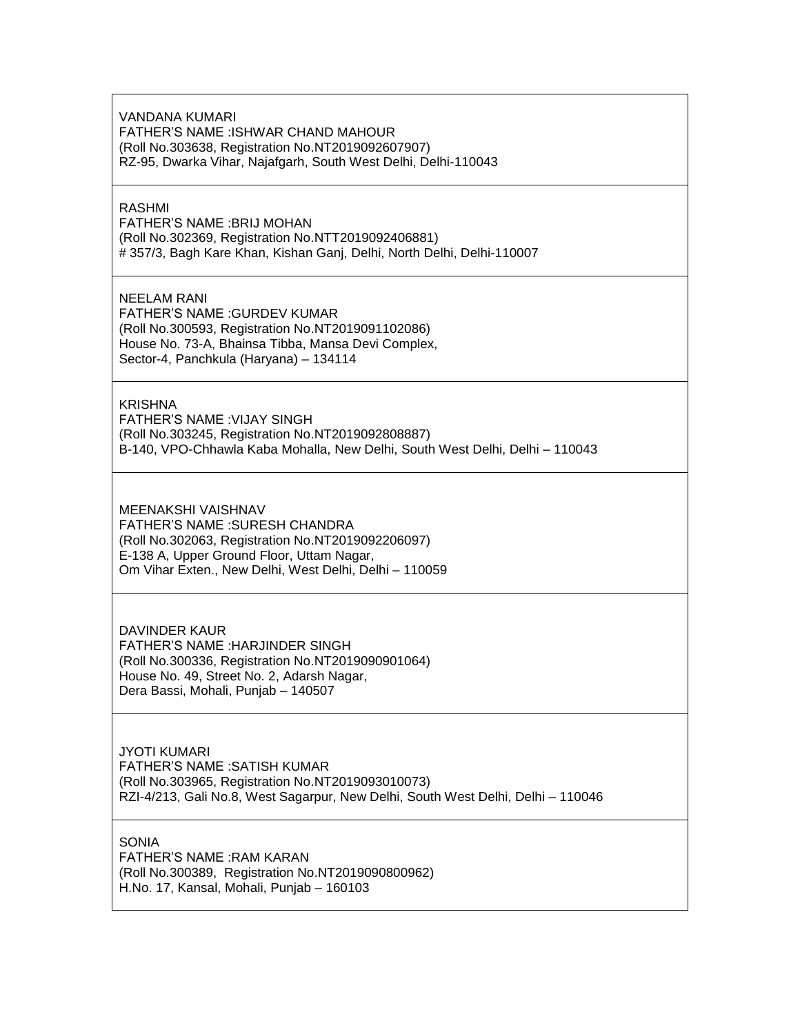| |
|---|
| VANDANA KUMARI<br>FATHER'S NAME :ISHWAR CHAND MAHOUR<br>(Roll No.303638, Registration No.NT2019092607907)<br>RZ-95, Dwarka Vihar, Najafgarh, South West Delhi, Delhi-110043 |
| RASHMI<br>FATHER'S NAME :BRIJ MOHAN<br>(Roll No.302369, Registration No.NTT2019092406881)<br># 357/3, Bagh Kare Khan, Kishan Ganj, Delhi, North Delhi, Delhi-110007 |
| NEELAM RANI<br>FATHER'S NAME :GURDEV KUMAR<br>(Roll No.300593, Registration No.NT2019091102086)<br>House No. 73-A, Bhainsa Tibba, Mansa Devi Complex,<br>Sector-4, Panchkula (Haryana) – 134114 |
| KRISHNA<br>FATHER'S NAME :VIJAY SINGH<br>(Roll No.303245, Registration No.NT2019092808887)<br>B-140, VPO-Chhawla Kaba Mohalla, New Delhi, South West Delhi, Delhi – 110043 |
| MEENAKSHI VAISHNAV<br>FATHER'S NAME :SURESH CHANDRA<br>(Roll No.302063, Registration No.NT2019092206097)<br>E-138 A, Upper Ground Floor, Uttam Nagar,<br>Om Vihar Exten., New Delhi, West Delhi, Delhi – 110059 |
| DAVINDER KAUR<br>FATHER'S NAME :HARJINDER SINGH<br>(Roll No.300336, Registration No.NT2019090901064)<br>House No. 49, Street No. 2, Adarsh Nagar,<br>Dera Bassi, Mohali, Punjab – 140507 |
| JYOTI KUMARI<br>FATHER'S NAME :SATISH KUMAR<br>(Roll No.303965, Registration No.NT2019093010073)<br>RZI-4/213, Gali No.8, West Sagarpur, New Delhi, South West Delhi, Delhi – 110046 |
| SONIA<br>FATHER'S NAME :RAM KARAN<br>(Roll No.300389, Registration No.NT2019090800962)<br>H.No. 17, Kansal, Mohali, Punjab – 160103 |